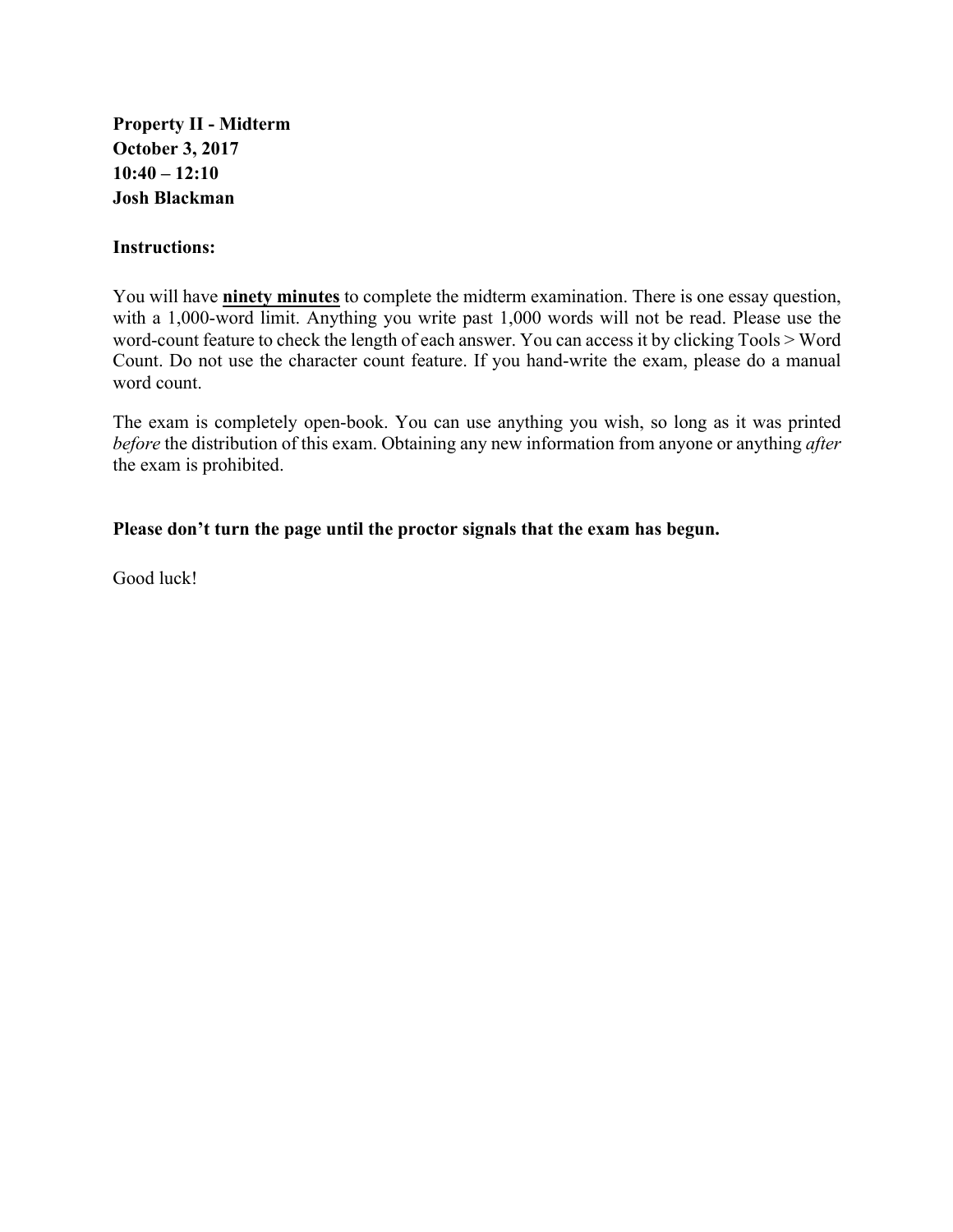**Property II - Midterm**
**October 3, 2017**
**10:40 – 12:10**
**Josh Blackman**

**Instructions:**

You will have **<u>ninety minutes</u>** to complete the midterm examination. There is one essay question, with a 1,000-word limit. Anything you write past 1,000 words will not be read. Please use the word-count feature to check the length of each answer. You can access it by clicking Tools > Word Count. Do not use the character count feature. If you hand-write the exam, please do a manual word count.

The exam is completely open-book. You can use anything you wish, so long as it was printed *before* the distribution of this exam. Obtaining any new information from anyone or anything *after* the exam is prohibited.

**Please don't turn the page until the proctor signals that the exam has begun.**

Good luck!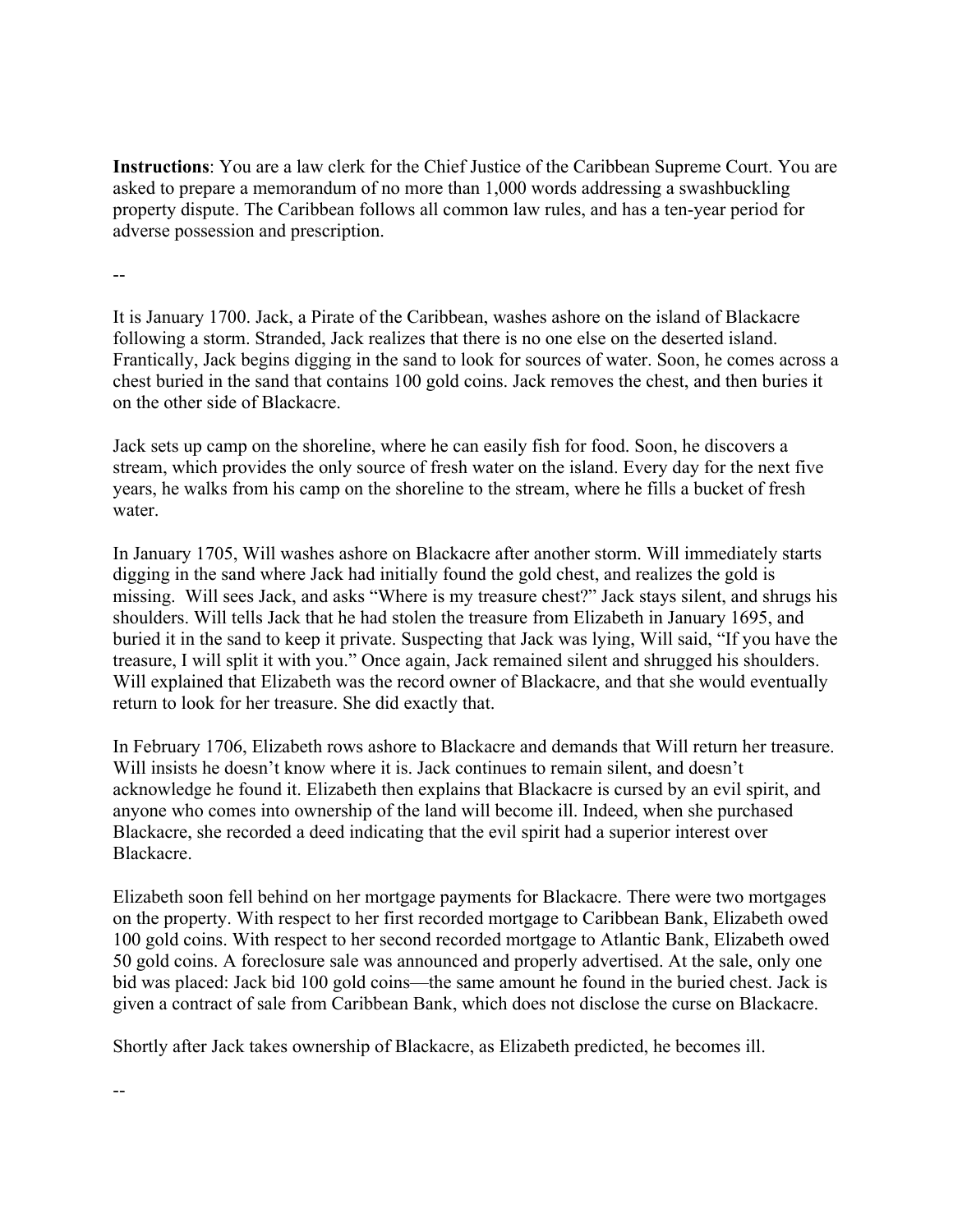**Instructions**: You are a law clerk for the Chief Justice of the Caribbean Supreme Court. You are asked to prepare a memorandum of no more than 1,000 words addressing a swashbuckling property dispute. The Caribbean follows all common law rules, and has a ten-year period for adverse possession and prescription.

--

It is January 1700. Jack, a Pirate of the Caribbean, washes ashore on the island of Blackacre following a storm. Stranded, Jack realizes that there is no one else on the deserted island. Frantically, Jack begins digging in the sand to look for sources of water. Soon, he comes across a chest buried in the sand that contains 100 gold coins. Jack removes the chest, and then buries it on the other side of Blackacre.

Jack sets up camp on the shoreline, where he can easily fish for food. Soon, he discovers a stream, which provides the only source of fresh water on the island. Every day for the next five years, he walks from his camp on the shoreline to the stream, where he fills a bucket of fresh water.

In January 1705, Will washes ashore on Blackacre after another storm. Will immediately starts digging in the sand where Jack had initially found the gold chest, and realizes the gold is missing. Will sees Jack, and asks "Where is my treasure chest?" Jack stays silent, and shrugs his shoulders. Will tells Jack that he had stolen the treasure from Elizabeth in January 1695, and buried it in the sand to keep it private. Suspecting that Jack was lying, Will said, "If you have the treasure, I will split it with you." Once again, Jack remained silent and shrugged his shoulders. Will explained that Elizabeth was the record owner of Blackacre, and that she would eventually return to look for her treasure. She did exactly that.

In February 1706, Elizabeth rows ashore to Blackacre and demands that Will return her treasure. Will insists he doesn't know where it is. Jack continues to remain silent, and doesn't acknowledge he found it. Elizabeth then explains that Blackacre is cursed by an evil spirit, and anyone who comes into ownership of the land will become ill. Indeed, when she purchased Blackacre, she recorded a deed indicating that the evil spirit had a superior interest over Blackacre.

Elizabeth soon fell behind on her mortgage payments for Blackacre. There were two mortgages on the property. With respect to her first recorded mortgage to Caribbean Bank, Elizabeth owed 100 gold coins. With respect to her second recorded mortgage to Atlantic Bank, Elizabeth owed 50 gold coins. A foreclosure sale was announced and properly advertised. At the sale, only one bid was placed: Jack bid 100 gold coins—the same amount he found in the buried chest. Jack is given a contract of sale from Caribbean Bank, which does not disclose the curse on Blackacre.

Shortly after Jack takes ownership of Blackacre, as Elizabeth predicted, he becomes ill.

--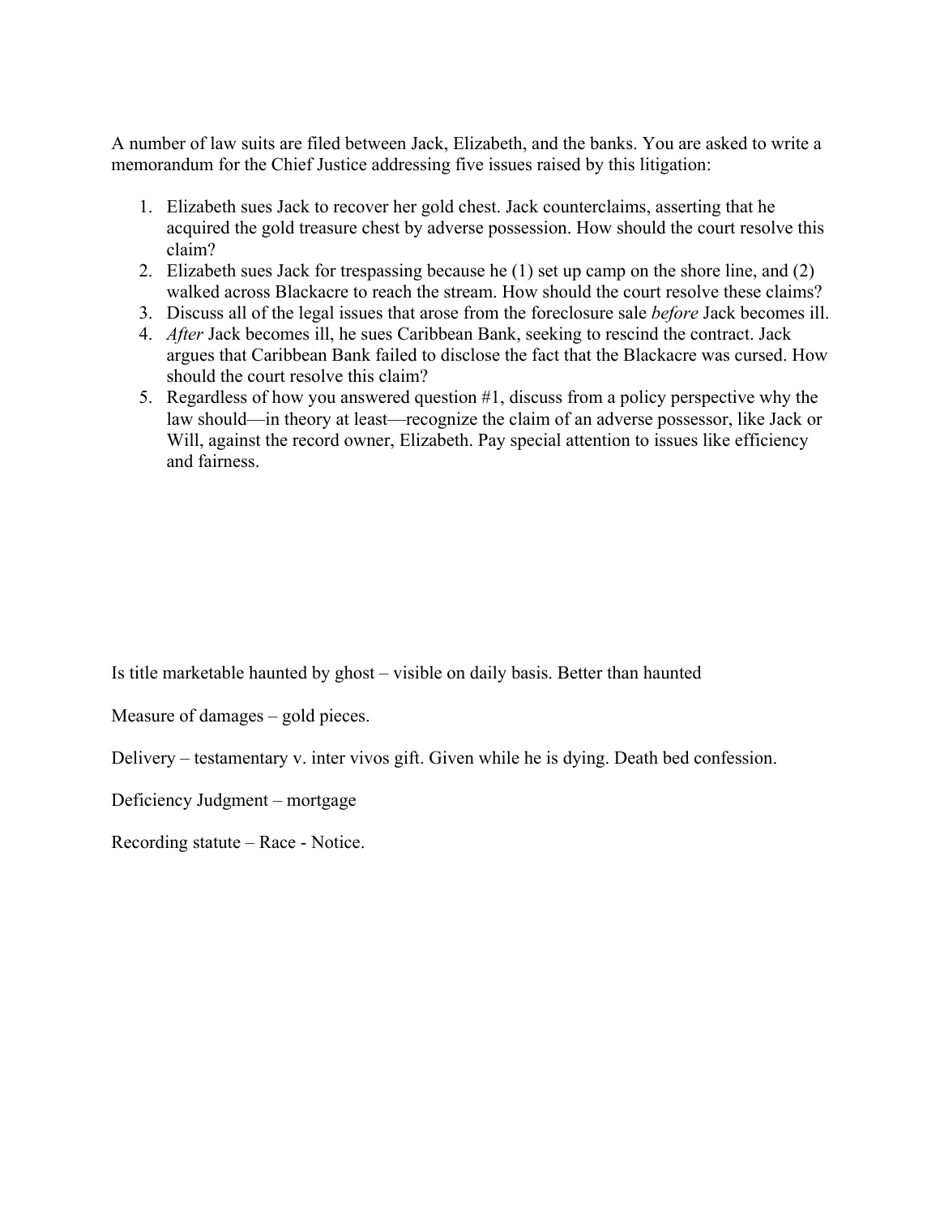A number of law suits are filed between Jack, Elizabeth, and the banks. You are asked to write a memorandum for the Chief Justice addressing five issues raised by this litigation:

1. Elizabeth sues Jack to recover her gold chest. Jack counterclaims, asserting that he acquired the gold treasure chest by adverse possession. How should the court resolve this claim?
2. Elizabeth sues Jack for trespassing because he (1) set up camp on the shore line, and (2) walked across Blackacre to reach the stream. How should the court resolve these claims?
3. Discuss all of the legal issues that arose from the foreclosure sale *before* Jack becomes ill.
4. *After* Jack becomes ill, he sues Caribbean Bank, seeking to rescind the contract. Jack argues that Caribbean Bank failed to disclose the fact that the Blackacre was cursed. How should the court resolve this claim?
5. Regardless of how you answered question #1, discuss from a policy perspective why the law should—in theory at least—recognize the claim of an adverse possessor, like Jack or Will, against the record owner, Elizabeth. Pay special attention to issues like efficiency and fairness.

Is title marketable haunted by ghost – visible on daily basis. Better than haunted

Measure of damages – gold pieces.

Delivery – testamentary v. inter vivos gift. Given while he is dying. Death bed confession.

Deficiency Judgment – mortgage

Recording statute – Race - Notice.